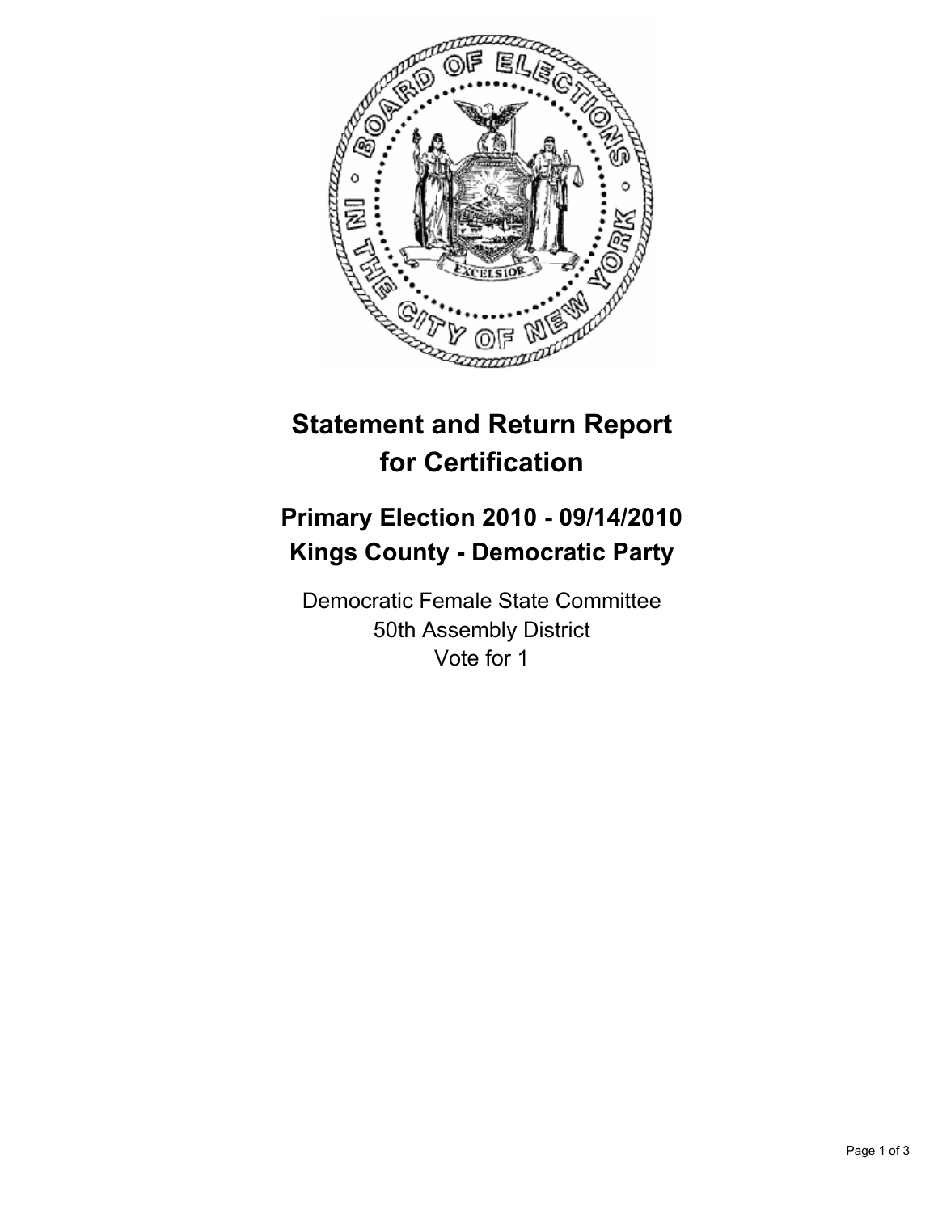# Statement and Return Report for Certification

## Primary Election 2010 - 09/14/2010
## Kings County - Democratic Party

Democratic Female State Committee
50th Assembly District
Vote for 1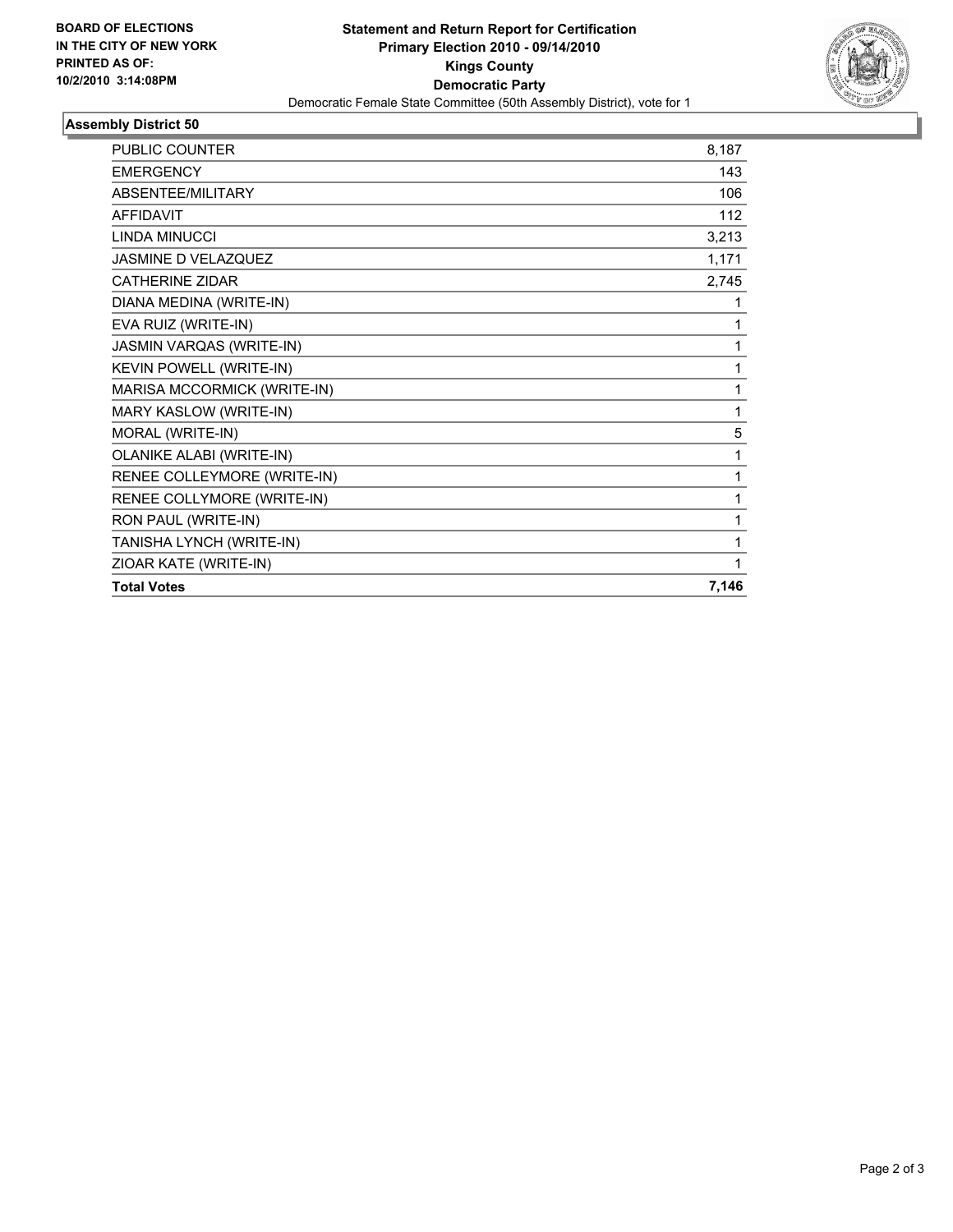**BOARD OF ELECTIONS IN THE CITY OF NEW YORK PRINTED AS OF: 10/2/2010 3:14:08PM**

# Statement and Return Report for Certification
## Primary Election 2010 - 09/14/2010
## Kings County
## Democratic Party

Democratic Female State Committee (50th Assembly District), vote for 1

### Assembly District 50

| | |
|---|---|
| PUBLIC COUNTER | 8,187 |
| EMERGENCY | 143 |
| ABSENTEE/MILITARY | 106 |
| AFFIDAVIT | 112 |
| LINDA MINUCCI | 3,213 |
| JASMINE D VELAZQUEZ | 1,171 |
| CATHERINE ZIDAR | 2,745 |
| DIANA MEDINA (WRITE-IN) | 1 |
| EVA RUIZ (WRITE-IN) | 1 |
| JASMIN VARQAS (WRITE-IN) | 1 |
| KEVIN POWELL (WRITE-IN) | 1 |
| MARISA MCCORMICK (WRITE-IN) | 1 |
| MARY KASLOW (WRITE-IN) | 1 |
| MORAL (WRITE-IN) | 5 |
| OLANIKE ALABI (WRITE-IN) | 1 |
| RENEE COLLEYMORE (WRITE-IN) | 1 |
| RENEE COLLYMORE (WRITE-IN) | 1 |
| RON PAUL (WRITE-IN) | 1 |
| TANISHA LYNCH (WRITE-IN) | 1 |
| ZIOAR KATE (WRITE-IN) | 1 |
| **Total Votes** | **7,146** |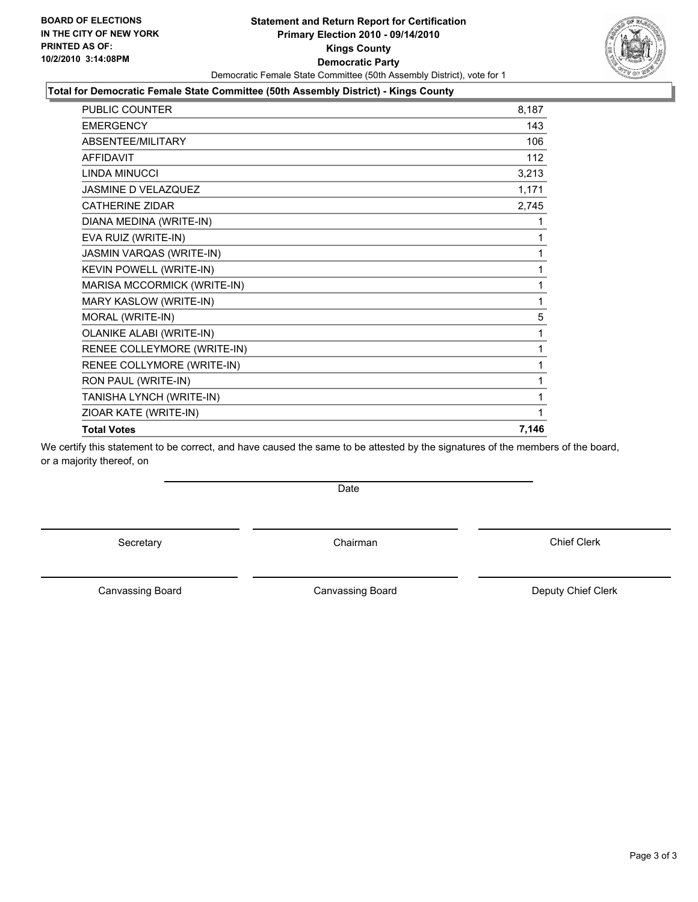**BOARD OF ELECTIONS IN THE CITY OF NEW YORK PRINTED AS OF: 10/2/2010 3:14:08PM**

**Statement and Return Report for Certification**
**Primary Election 2010 - 09/14/2010**
**Kings County**
**Democratic Party**
Democratic Female State Committee (50th Assembly District), vote for 1

**Total for Democratic Female State Committee (50th Assembly District) - Kings County**

| | |
|---|---|
| PUBLIC COUNTER | 8,187 |
| EMERGENCY | 143 |
| ABSENTEE/MILITARY | 106 |
| AFFIDAVIT | 112 |
| LINDA MINUCCI | 3,213 |
| JASMINE D VELAZQUEZ | 1,171 |
| CATHERINE ZIDAR | 2,745 |
| DIANA MEDINA (WRITE-IN) | 1 |
| EVA RUIZ (WRITE-IN) | 1 |
| JASMIN VARQAS (WRITE-IN) | 1 |
| KEVIN POWELL (WRITE-IN) | 1 |
| MARISA MCCORMICK (WRITE-IN) | 1 |
| MARY KASLOW (WRITE-IN) | 1 |
| MORAL (WRITE-IN) | 5 |
| OLANIKE ALABI (WRITE-IN) | 1 |
| RENEE COLLEYMORE (WRITE-IN) | 1 |
| RENEE COLLYMORE (WRITE-IN) | 1 |
| RON PAUL (WRITE-IN) | 1 |
| TANISHA LYNCH (WRITE-IN) | 1 |
| ZIOAR KATE (WRITE-IN) | 1 |
| **Total Votes** | **7,146** |

We certify this statement to be correct, and have caused the same to be attested by the signatures of the members of the board, or a majority thereof, on

Date

Secretary | Chairman | Chief Clerk

Canvassing Board | Canvassing Board | Deputy Chief Clerk